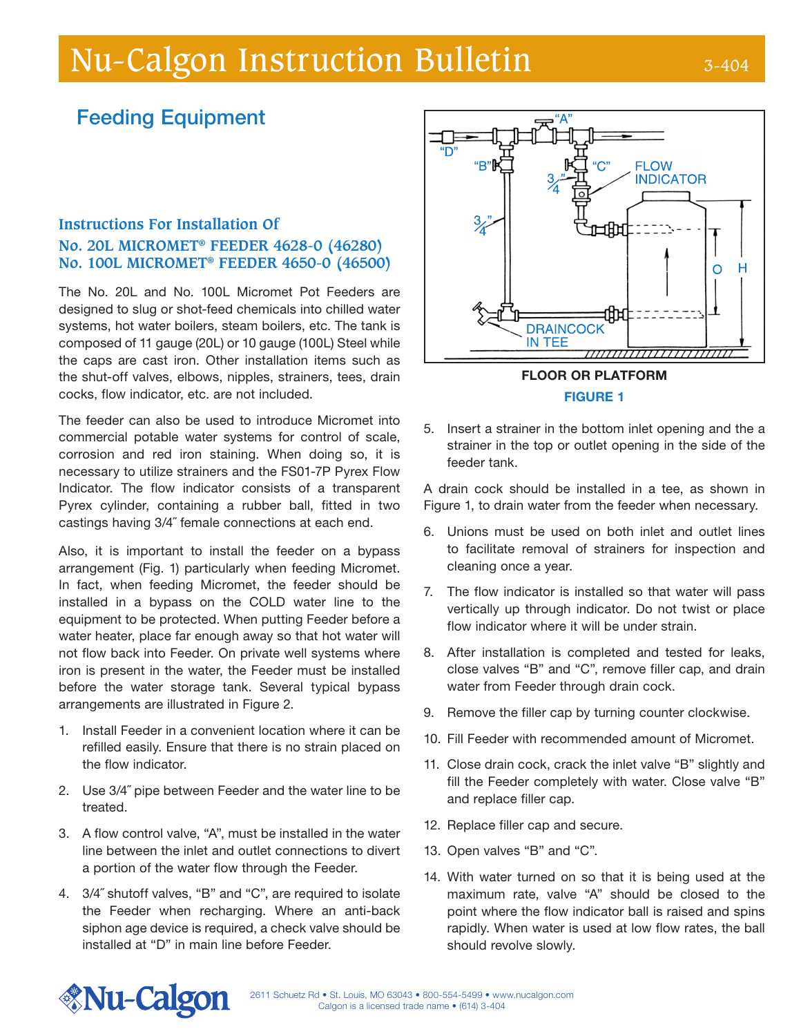# Nu-Calgon Instruction Bulletin

3-404

## Feeding Equipment

### Instructions For Installation Of
### No. 20L MICROMET® FEEDER 4628-0 (46280)
### No. 100L MICROMET® FEEDER 4650-0 (46500)

The No. 20L and No. 100L Micromet Pot Feeders are designed to slug or shot-feed chemicals into chilled water systems, hot water boilers, steam boilers, etc. The tank is composed of 11 gauge (20L) or 10 gauge (100L) Steel while the caps are cast iron. Other installation items such as the shut-off valves, elbows, nipples, strainers, tees, drain cocks, flow indicator, etc. are not included.

The feeder can also be used to introduce Micromet into commercial potable water systems for control of scale, corrosion and red iron staining. When doing so, it is necessary to utilize strainers and the FS01-7P Pyrex Flow Indicator. The flow indicator consists of a transparent Pyrex cylinder, containing a rubber ball, fitted in two castings having 3/4˝ female connections at each end.

Also, it is important to install the feeder on a bypass arrangement (Fig. 1) particularly when feeding Micromet. In fact, when feeding Micromet, the feeder should be installed in a bypass on the COLD water line to the equipment to be protected. When putting Feeder before a water heater, place far enough away so that hot water will not flow back into Feeder. On private well systems where iron is present in the water, the Feeder must be installed before the water storage tank. Several typical bypass arrangements are illustrated in Figure 2.

1. Install Feeder in a convenient location where it can be refilled easily. Ensure that there is no strain placed on the flow indicator.
2. Use 3/4˝ pipe between Feeder and the water line to be treated.
3. A flow control valve, "A", must be installed in the water line between the inlet and outlet connections to divert a portion of the water flow through the Feeder.
4. 3/4˝ shutoff valves, "B" and "C", are required to isolate the Feeder when recharging. Where an anti-back siphon age device is required, a check valve should be installed at "D" in main line before Feeder.

**FLOOR OR PLATFORM**

**FIGURE 1**

5. Insert a strainer in the bottom inlet opening and the a strainer in the top or outlet opening in the side of the feeder tank.

A drain cock should be installed in a tee, as shown in Figure 1, to drain water from the feeder when necessary.

6. Unions must be used on both inlet and outlet lines to facilitate removal of strainers for inspection and cleaning once a year.
7. The flow indicator is installed so that water will pass vertically up through indicator. Do not twist or place flow indicator where it will be under strain.
8. After installation is completed and tested for leaks, close valves "B" and "C", remove filler cap, and drain water from Feeder through drain cock.
9. Remove the filler cap by turning counter clockwise.
10. Fill Feeder with recommended amount of Micromet.
11. Close drain cock, crack the inlet valve "B" slightly and fill the Feeder completely with water. Close valve "B" and replace filler cap.
12. Replace filler cap and secure.
13. Open valves "B" and "C".
14. With water turned on so that it is being used at the maximum rate, valve "A" should be closed to the point where the flow indicator ball is raised and spins rapidly. When water is used at low flow rates, the ball should revolve slowly.

2611 Schuetz Rd • St. Louis, MO 63043 • 800-554-5499 • www.nucalgon.com
Calgon is a licensed trade name • (614) 3-404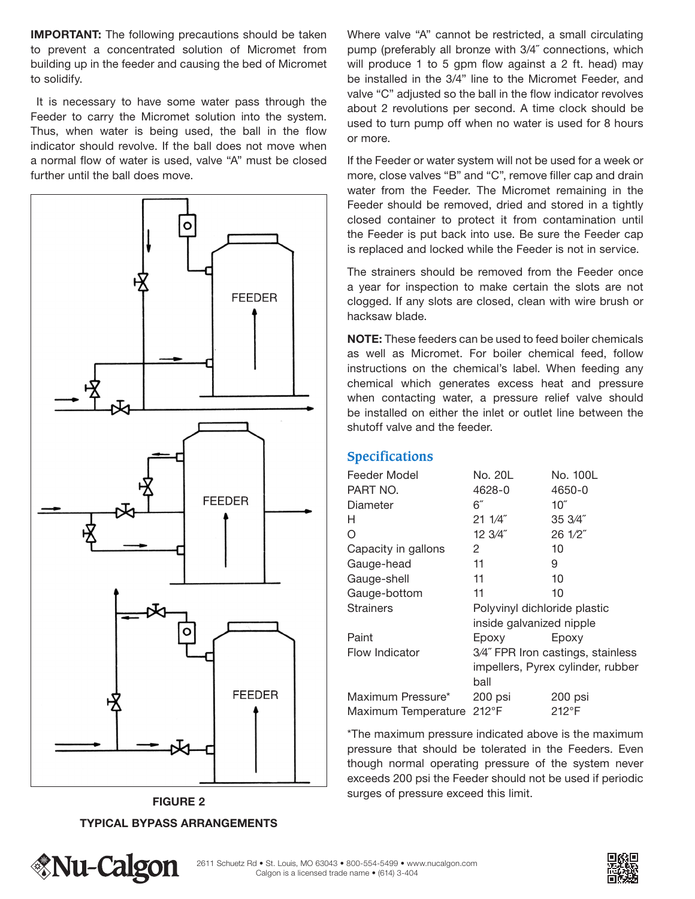**IMPORTANT:** The following precautions should be taken to prevent a concentrated solution of Micromet from building up in the feeder and causing the bed of Micromet to solidify.

It is necessary to have some water pass through the Feeder to carry the Micromet solution into the system. Thus, when water is being used, the ball in the flow indicator should revolve. If the ball does not move when a normal flow of water is used, valve "A" must be closed further until the ball does move.

FEEDER

FEEDER

FEEDER

**FIGURE 2**

**TYPICAL BYPASS ARRANGEMENTS**

Where valve "A" cannot be restricted, a small circulating pump (preferably all bronze with 3/4″ connections, which will produce 1 to 5 gpm flow against a 2 ft. head) may be installed in the 3/4" line to the Micromet Feeder, and valve "C" adjusted so the ball in the flow indicator revolves about 2 revolutions per second. A time clock should be used to turn pump off when no water is used for 8 hours or more.

If the Feeder or water system will not be used for a week or more, close valves "B" and "C", remove filler cap and drain water from the Feeder. The Micromet remaining in the Feeder should be removed, dried and stored in a tightly closed container to protect it from contamination until the Feeder is put back into use. Be sure the Feeder cap is replaced and locked while the Feeder is not in service.

The strainers should be removed from the Feeder once a year for inspection to make certain the slots are not clogged. If any slots are closed, clean with wire brush or hacksaw blade.

**NOTE:** These feeders can be used to feed boiler chemicals as well as Micromet. For boiler chemical feed, follow instructions on the chemical's label. When feeding any chemical which generates excess heat and pressure when contacting water, a pressure relief valve should be installed on either the inlet or outlet line between the shutoff valve and the feeder.

## Specifications

| Feeder Model | No. 20L | No. 100L |
|---|---|---|
| PART NO. | 4628-0 | 4650-0 |
| Diameter | 6″ | 10″ |
| H | 21 1/4″ | 35 3/4″ |
| O | 12 3/4″ | 26 1/2″ |
| Capacity in gallons | 2 | 10 |
| Gauge-head | 11 | 9 |
| Gauge-shell | 11 | 10 |
| Gauge-bottom | 11 | 10 |
| Strainers | Polyvinyl dichloride plastic inside galvanized nipple | |
| Paint | Epoxy | Epoxy |
| Flow Indicator | 3/4″ FPR Iron castings, stainless impellers, Pyrex cylinder, rubber ball | |
| Maximum Pressure* | 200 psi | 200 psi |
| Maximum Temperature | 212°F | 212°F |

*The maximum pressure indicated above is the maximum pressure that should be tolerated in the Feeders. Even though normal operating pressure of the system never exceeds 200 psi the Feeder should not be used if periodic surges of pressure exceed this limit.

Nu-Calgon

2611 Schuetz Rd • St. Louis, MO 63043 • 800-554-5499 • www.nucalgon.com
Calgon is a licensed trade name • (614) 3-404